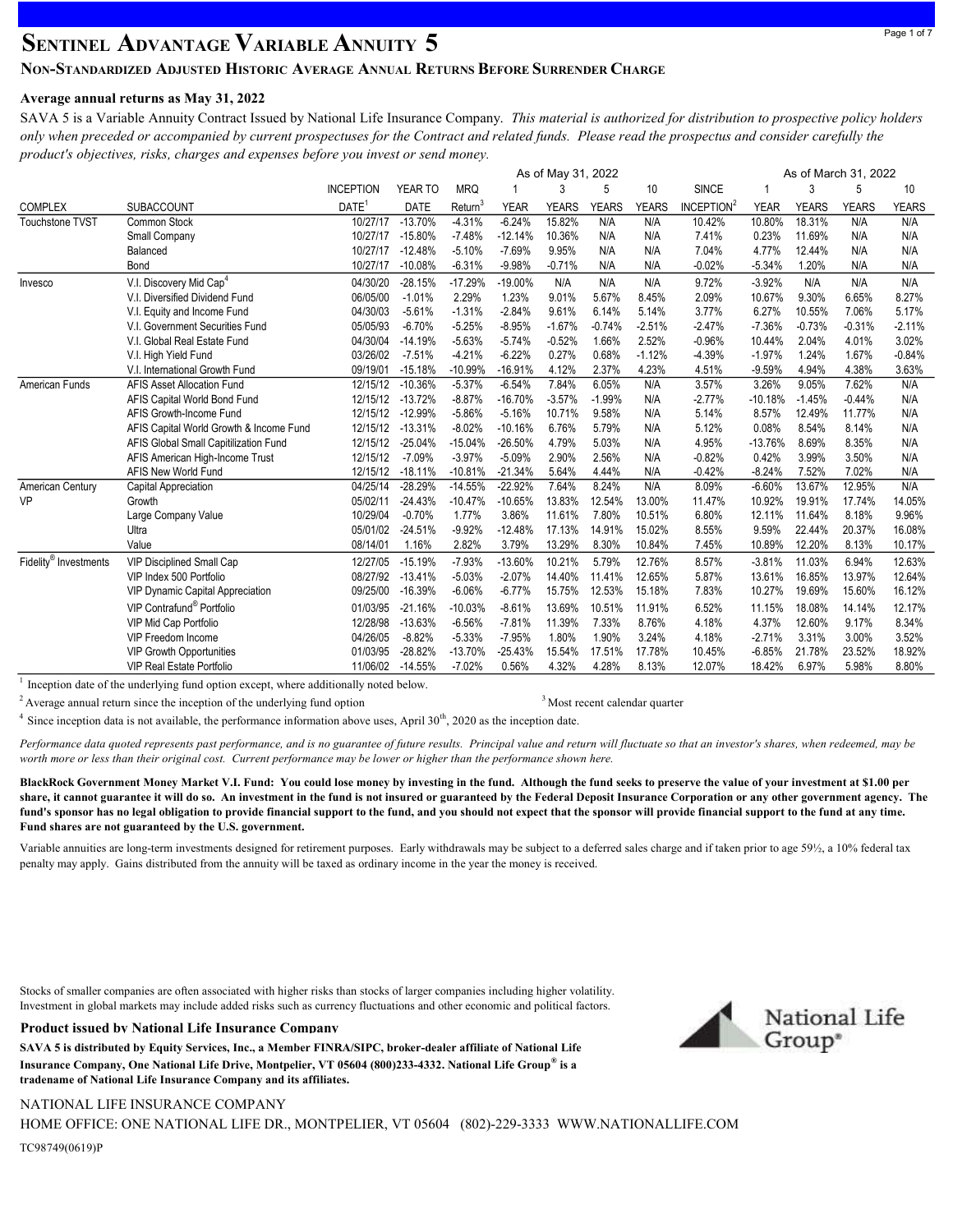# Sentinel Advantage Variable Annuity 5

## Non-Standardized Adjusted Historic Average Annual Returns Before Surrender Charge

**Average annual returns as May 31, 2022**

SAVA 5 is a Variable Annuity Contract Issued by National Life Insurance Company. *This material is authorized for distribution to prospective policy holders only when preceded or accompanied by current prospectuses for the Contract and related funds. Please read the prospectus and consider carefully the product's objectives, risks, charges and expenses before you invest or send money.*

| | | | | | As of May 31, 2022 | | | | | As of March 31, 2022 | | | |
|---|---|---|---|---|---|---|---|---|---|---|---|---|---|
| COMPLEX | SUBACCOUNT | INCEPTION DATE[1] | YEAR TO DATE | MRQ Return[3] | 1 YEAR | 3 YEARS | 5 YEARS | 10 YEARS | SINCE INCEPTION[2] | 1 YEAR | 3 YEARS | 5 YEARS | 10 YEARS |
| Touchstone TVST | Common Stock | 10/27/17 | -13.70% | -4.31% | -6.24% | 15.82% | N/A | N/A | 10.42% | 10.80% | 18.31% | N/A | N/A |
| | Small Company | 10/27/17 | -15.80% | -7.48% | -12.14% | 10.36% | N/A | N/A | 7.41% | 0.23% | 11.69% | N/A | N/A |
| | Balanced | 10/27/17 | -12.48% | -5.10% | -7.69% | 9.95% | N/A | N/A | 7.04% | 4.77% | 12.44% | N/A | N/A |
| | Bond | 10/27/17 | -10.08% | -6.31% | -9.98% | -0.71% | N/A | N/A | -0.02% | -5.34% | 1.20% | N/A | N/A |
| Invesco | V.I. Discovery Mid Cap[4] | 04/30/20 | -28.15% | -17.29% | -19.00% | N/A | N/A | N/A | 9.72% | -3.92% | N/A | N/A | N/A |
| | V.I. Diversified Dividend Fund | 06/05/00 | -1.01% | 2.29% | 1.23% | 9.01% | 5.67% | 8.45% | 2.09% | 10.67% | 9.30% | 6.65% | 8.27% |
| | V.I. Equity and Income Fund | 04/30/03 | -5.61% | -1.31% | -2.84% | 9.61% | 6.14% | 5.14% | 3.77% | 6.27% | 10.55% | 7.06% | 5.17% |
| | V.I. Government Securities Fund | 05/05/93 | -6.70% | -5.25% | -8.95% | -1.67% | -0.74% | -2.51% | -2.47% | -7.36% | -0.73% | -0.31% | -2.11% |
| | V.I. Global Real Estate Fund | 04/30/04 | -14.19% | -5.63% | -5.74% | -0.52% | 1.66% | 2.52% | -0.96% | 10.44% | 2.04% | 4.01% | 3.02% |
| | V.I. High Yield Fund | 03/26/02 | -7.51% | -4.21% | -6.22% | 0.27% | 0.68% | -1.12% | -4.39% | -1.97% | 1.24% | 1.67% | -0.84% |
| | V.I. International Growth Fund | 09/19/01 | -15.18% | -10.99% | -16.91% | 4.12% | 2.37% | 4.23% | 4.51% | -9.59% | 4.94% | 4.38% | 3.63% |
| American Funds | AFIS Asset Allocation Fund | 12/15/12 | -10.36% | -5.37% | -6.54% | 7.84% | 6.05% | N/A | 3.57% | 3.26% | 9.05% | 7.62% | N/A |
| | AFIS Capital World Bond Fund | 12/15/12 | -13.72% | -8.87% | -16.70% | -3.57% | -1.99% | N/A | -2.77% | -10.18% | -1.45% | -0.44% | N/A |
| | AFIS Growth-Income Fund | 12/15/12 | -12.99% | -5.86% | -5.16% | 10.71% | 9.58% | N/A | 5.14% | 8.57% | 12.49% | 11.77% | N/A |
| | AFIS Capital World Growth & Income Fund | 12/15/12 | -13.31% | -8.02% | -10.16% | 6.76% | 5.79% | N/A | 5.12% | 0.08% | 8.54% | 8.14% | N/A |
| | AFIS Global Small Capitilization Fund | 12/15/12 | -25.04% | -15.04% | -26.50% | 4.79% | 5.03% | N/A | 4.95% | -13.76% | 8.69% | 8.35% | N/A |
| | AFIS American High-Income Trust | 12/15/12 | -7.09% | -3.97% | -5.09% | 2.90% | 2.56% | N/A | -0.82% | 0.42% | 3.99% | 3.50% | N/A |
| | AFIS New World Fund | 12/15/12 | -18.11% | -10.81% | -21.34% | 5.64% | 4.44% | N/A | -0.42% | -8.24% | 7.52% | 7.02% | N/A |
| American Century VP | Capital Appreciation | 04/25/14 | -28.29% | -14.55% | -22.92% | 7.64% | 8.24% | N/A | 8.09% | -6.60% | 13.67% | 12.95% | N/A |
| | Growth | 05/02/11 | -24.43% | -10.47% | -10.65% | 13.83% | 12.54% | 13.00% | 11.47% | 10.92% | 19.91% | 17.74% | 14.05% |
| | Large Company Value | 10/29/04 | -0.70% | 1.77% | 3.86% | 11.61% | 7.80% | 10.51% | 6.80% | 12.11% | 11.64% | 8.18% | 9.96% |
| | Ultra | 05/01/02 | -24.51% | -9.92% | -12.48% | 17.13% | 14.91% | 15.02% | 8.55% | 9.59% | 22.44% | 20.37% | 16.08% |
| | Value | 08/14/01 | 1.16% | 2.82% | 3.79% | 13.29% | 8.30% | 10.84% | 7.45% | 10.89% | 12.20% | 8.13% | 10.17% |
| Fidelity® Investments | VIP Disciplined Small Cap | 12/27/05 | -15.19% | -7.93% | -13.60% | 10.21% | 5.79% | 12.76% | 8.57% | -3.81% | 11.03% | 6.94% | 12.63% |
| | VIP Index 500 Portfolio | 08/27/92 | -13.41% | -5.03% | -2.07% | 14.40% | 11.41% | 12.65% | 5.87% | 13.61% | 16.85% | 13.97% | 12.64% |
| | VIP Dynamic Capital Appreciation | 09/25/00 | -16.39% | -6.06% | -6.77% | 15.75% | 12.53% | 15.18% | 7.83% | 10.27% | 19.69% | 15.60% | 16.12% |
| | VIP Contrafund® Portfolio | 01/03/95 | -21.16% | -10.03% | -8.61% | 13.69% | 10.51% | 11.91% | 6.52% | 11.15% | 18.08% | 14.14% | 12.17% |
| | VIP Mid Cap Portfolio | 12/28/98 | -13.63% | -6.56% | -7.81% | 11.39% | 7.33% | 8.76% | 4.18% | 4.37% | 12.60% | 9.17% | 8.34% |
| | VIP Freedom Income | 04/26/05 | -8.82% | -5.33% | -7.95% | 1.80% | 1.90% | 3.24% | 4.18% | -2.71% | 3.31% | 3.00% | 3.52% |
| | VIP Growth Opportunities | 01/03/95 | -28.82% | -13.70% | -25.43% | 15.54% | 17.51% | 17.78% | 10.45% | -6.85% | 21.78% | 23.52% | 18.92% |
| | VIP Real Estate Portfolio | 11/06/02 | -14.55% | -7.02% | 0.56% | 4.32% | 4.28% | 8.13% | 12.07% | 18.42% | 6.97% | 5.98% | 8.80% |

[1] Inception date of the underlying fund option except, where additionally noted below.

[2] Average annual return since the inception of the underlying fund option

[3] Most recent calendar quarter

[4] Since inception data is not available, the performance information above uses, April 30th, 2020 as the inception date.

*Performance data quoted represents past performance, and is no guarantee of future results. Principal value and return will fluctuate so that an investor's shares, when redeemed, may be worth more or less than their original cost. Current performance may be lower or higher than the performance shown here.*

**BlackRock Government Money Market V.I. Fund: You could lose money by investing in the fund. Although the fund seeks to preserve the value of your investment at $1.00 per share, it cannot guarantee it will do so. An investment in the fund is not insured or guaranteed by the Federal Deposit Insurance Corporation or any other government agency. The fund's sponsor has no legal obligation to provide financial support to the fund, and you should not expect that the sponsor will provide financial support to the fund at any time. Fund shares are not guaranteed by the U.S. government.**

Variable annuities are long-term investments designed for retirement purposes. Early withdrawals may be subject to a deferred sales charge and if taken prior to age 59½, a 10% federal tax penalty may apply. Gains distributed from the annuity will be taxed as ordinary income in the year the money is received.

Stocks of smaller companies are often associated with higher risks than stocks of larger companies including higher volatility. Investment in global markets may include added risks such as currency fluctuations and other economic and political factors.

**Product issued by National Life Insurance Company**

**SAVA 5 is distributed by Equity Services, Inc., a Member FINRA/SIPC, broker-dealer affiliate of National Life Insurance Company, One National Life Drive, Montpelier, VT 05604 (800)233-4332. National Life Group® is a tradename of National Life Insurance Company and its affiliates.**

National Life Group®

NATIONAL LIFE INSURANCE COMPANY

HOME OFFICE: ONE NATIONAL LIFE DR., MONTPELIER, VT 05604 (802)-229-3333 WWW.NATIONALLIFE.COM

TC98749(0619)P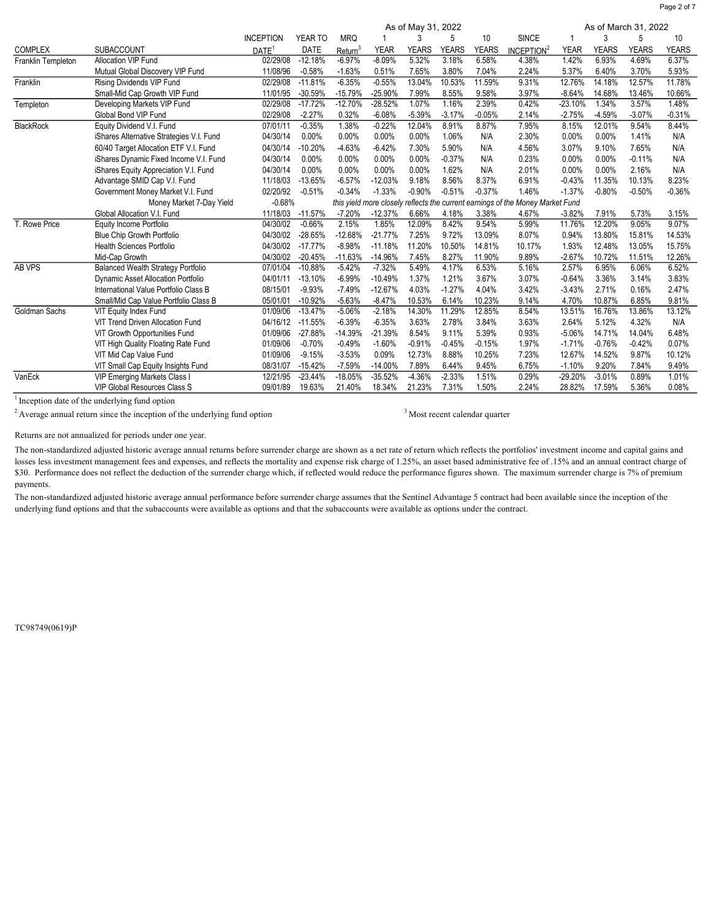| COMPLEX | SUBACCOUNT | INCEPTION DATE[1] | YEAR TO DATE | MRQ Return[3] | As of May 31, 2022 1 YEAR | 3 YEARS | 5 YEARS | 10 YEARS | SINCE INCEPTION[2] | As of March 31, 2022 1 YEAR | 3 YEARS | 5 YEARS | 10 YEARS |
|---|---|---|---|---|---|---|---|---|---|---|---|---|---|
| Franklin Templeton | Allocation VIP Fund | 02/29/08 | -12.18% | -6.97% | -8.09% | 5.32% | 3.18% | 6.58% | 4.38% | 1.42% | 6.93% | 4.69% | 6.37% |
| | Mutual Global Discovery VIP Fund | 11/08/96 | -0.58% | -1.63% | 0.51% | 7.65% | 3.80% | 7.04% | 2.24% | 5.37% | 6.40% | 3.70% | 5.93% |
| Franklin | Rising Dividends VIP Fund | 02/29/08 | -11.81% | -6.35% | -0.55% | 13.04% | 10.53% | 11.59% | 9.31% | 12.76% | 14.18% | 12.57% | 11.78% |
| | Small-Mid Cap Growth VIP Fund | 11/01/95 | -30.59% | -15.79% | -25.90% | 7.99% | 8.55% | 9.58% | 3.97% | -8.64% | 14.68% | 13.46% | 10.66% |
| Templeton | Developing Markets VIP Fund | 02/29/08 | -17.72% | -12.70% | -28.52% | 1.07% | 1.16% | 2.39% | 0.42% | -23.10% | 1.34% | 3.57% | 1.48% |
| | Global Bond VIP Fund | 02/29/08 | -2.27% | 0.32% | -6.08% | -5.39% | -3.17% | -0.05% | 2.14% | -2.75% | -4.59% | -3.07% | -0.31% |
| BlackRock | Equity Dividend V.I. Fund | 07/01/11 | -0.35% | 1.38% | -0.22% | 12.04% | 8.91% | 8.87% | 7.95% | 8.15% | 12.01% | 9.54% | 8.44% |
| | iShares Alternative Strategies V.I. Fund | 04/30/14 | 0.00% | 0.00% | 0.00% | 0.00% | 1.06% | N/A | 2.30% | 0.00% | 0.00% | 1.41% | N/A |
| | 60/40 Target Allocation ETF V.I. Fund | 04/30/14 | -10.20% | -4.63% | -6.42% | 7.30% | 5.90% | N/A | 4.56% | 3.07% | 9.10% | 7.65% | N/A |
| | iShares Dynamic Fixed Income V.I. Fund | 04/30/14 | 0.00% | 0.00% | 0.00% | 0.00% | -0.37% | N/A | 0.23% | 0.00% | 0.00% | -0.11% | N/A |
| | iShares Equity Appreciation V.I. Fund | 04/30/14 | 0.00% | 0.00% | 0.00% | 0.00% | 1.62% | N/A | 2.01% | 0.00% | 0.00% | 2.16% | N/A |
| | Advantage SMID Cap V.I. Fund | 11/18/03 | -13.65% | -6.57% | -12.03% | 9.18% | 8.56% | 8.37% | 6.91% | -0.43% | 11.35% | 10.13% | 8.23% |
| | Government Money Market V.I. Fund | 02/20/92 | -0.51% | -0.34% | -1.33% | -0.90% | -0.51% | -0.37% | 1.46% | -1.37% | -0.80% | -0.50% | -0.36% |
| | Money Market 7-Day Yield | -0.68% | | *this yield more closely reflects the current earnings of the Money Market Fund* | | | | | | | | | |
| | Global Allocation V.I. Fund | 11/18/03 | -11.57% | -7.20% | -12.37% | 6.66% | 4.18% | 3.38% | 4.67% | -3.82% | 7.91% | 5.73% | 3.15% |
| T. Rowe Price | Equity Income Portfolio | 04/30/02 | -0.66% | 2.15% | 1.85% | 12.09% | 8.42% | 9.54% | 5.99% | 11.76% | 12.20% | 9.05% | 9.07% |
| | Blue Chip Growth Portfolio | 04/30/02 | -28.65% | -12.68% | -21.77% | 7.25% | 9.72% | 13.09% | 8.07% | 0.94% | 13.80% | 15.81% | 14.53% |
| | Health Sciences Portfolio | 04/30/02 | -17.77% | -8.98% | -11.18% | 11.20% | 10.50% | 14.81% | 10.17% | 1.93% | 12.48% | 13.05% | 15.75% |
| | Mid-Cap Growth | 04/30/02 | -20.45% | -11.63% | -14.96% | 7.45% | 8.27% | 11.90% | 9.89% | -2.67% | 10.72% | 11.51% | 12.26% |
| AB VPS | Balanced Wealth Strategy Portfolio | 07/01/04 | -10.88% | -5.42% | -7.32% | 5.49% | 4.17% | 6.53% | 5.16% | 2.57% | 6.95% | 6.06% | 6.52% |
| | Dynamic Asset Allocation Portfolio | 04/01/11 | -13.10% | -6.99% | -10.49% | 1.37% | 1.21% | 3.67% | 3.07% | -0.64% | 3.36% | 3.14% | 3.83% |
| | International Value Portfolio Class B | 08/15/01 | -9.93% | -7.49% | -12.67% | 4.03% | -1.27% | 4.04% | 3.42% | -3.43% | 2.71% | 0.16% | 2.47% |
| | Small/Mid Cap Value Portfolio Class B | 05/01/01 | -10.92% | -5.63% | -8.47% | 10.53% | 6.14% | 10.23% | 9.14% | 4.70% | 10.87% | 6.85% | 9.81% |
| Goldman Sachs | VIT Equity Index Fund | 01/09/06 | -13.47% | -5.06% | -2.18% | 14.30% | 11.29% | 12.85% | 8.54% | 13.51% | 16.76% | 13.86% | 13.12% |
| | VIT Trend Driven Allocation Fund | 04/16/12 | -11.55% | -6.39% | -6.35% | 3.63% | 2.78% | 3.84% | 3.63% | 2.64% | 5.12% | 4.32% | N/A |
| | VIT Growth Opportunities Fund | 01/09/06 | -27.88% | -14.39% | -21.39% | 8.54% | 9.11% | 5.39% | 0.93% | -5.06% | 14.71% | 14.04% | 6.48% |
| | VIT High Quality Floating Rate Fund | 01/09/06 | -0.70% | -0.49% | -1.60% | -0.91% | -0.45% | -0.15% | 1.97% | -1.71% | -0.76% | -0.42% | 0.07% |
| | VIT Mid Cap Value Fund | 01/09/06 | -9.15% | -3.53% | 0.09% | 12.73% | 8.88% | 10.25% | 7.23% | 12.67% | 14.52% | 9.87% | 10.12% |
| | VIT Small Cap Equity Insights Fund | 08/31/07 | -15.42% | -7.59% | -14.00% | 7.89% | 6.44% | 9.45% | 6.75% | -1.10% | 9.20% | 7.84% | 9.49% |
| VanEck | VIP Emerging Markets Class I | 12/21/95 | -23.44% | -18.05% | -35.52% | -4.36% | -2.33% | 1.51% | 0.29% | -29.20% | -3.01% | 0.89% | 1.01% |
| | VIP Global Resources Class S | 09/01/89 | 19.63% | 21.40% | 18.34% | 21.23% | 7.31% | 1.50% | 2.24% | 28.82% | 17.59% | 5.36% | 0.08% |

[1] Inception date of the underlying fund option

[2] Average annual return since the inception of the underlying fund option

[3] Most recent calendar quarter

Returns are not annualized for periods under one year.

The non-standardized adjusted historic average annual returns before surrender charge are shown as a net rate of return which reflects the portfolios' investment income and capital gains and losses less investment management fees and expenses, and reflects the mortality and expense risk charge of 1.25%, an asset based administrative fee of .15% and an annual contract charge of $30. Performance does not reflect the deduction of the surrender charge which, if reflected would reduce the performance figures shown. The maximum surrender charge is 7% of premium payments.

The non-standardized adjusted historic average annual performance before surrender charge assumes that the Sentinel Advantage 5 contract had been available since the inception of the underlying fund options and that the subaccounts were available as options and that the subaccounts were available as options under the contract.

TC98749(0619)P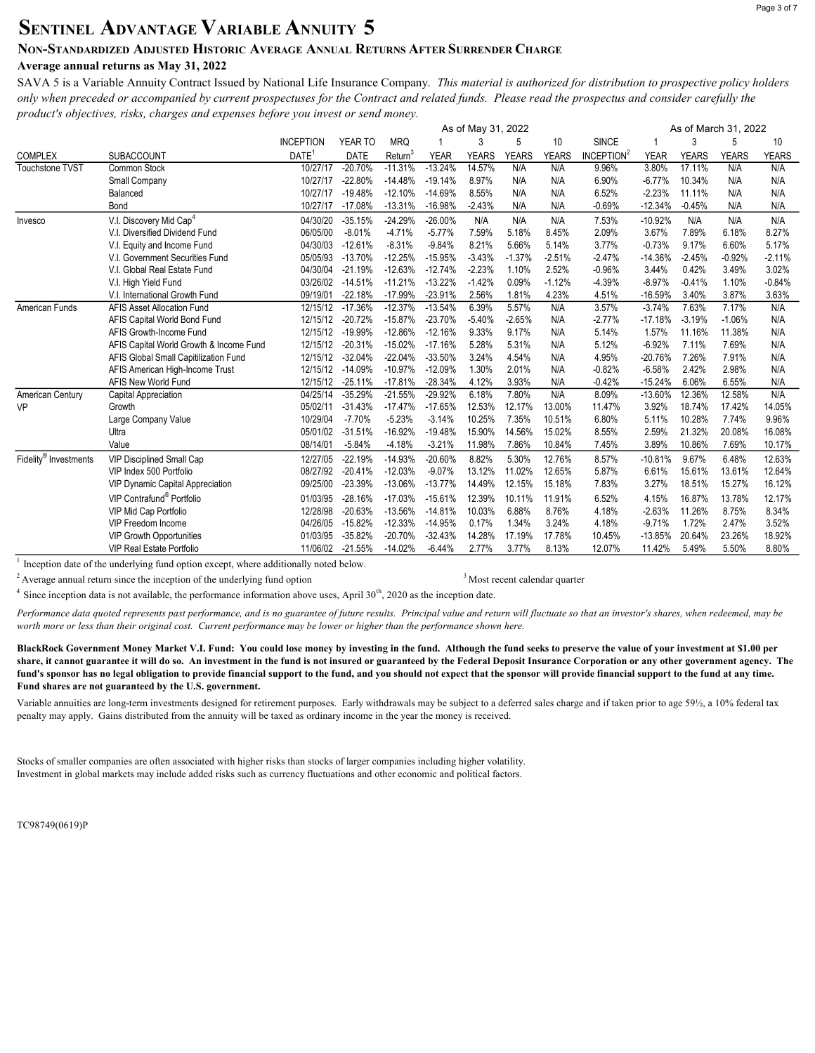# Sentinel Advantage Variable Annuity 5

## Non-Standardized Adjusted Historic Average Annual Returns After Surrender Charge

**Average annual returns as May 31, 2022**

SAVA 5 is a Variable Annuity Contract Issued by National Life Insurance Company. *This material is authorized for distribution to prospective policy holders only when preceded or accompanied by current prospectuses for the Contract and related funds. Please read the prospectus and consider carefully the product's objectives, risks, charges and expenses before you invest or send money.*

| | | | | | As of May 31, 2022 | | | | | As of March 31, 2022 | | | |
|---|---|---|---|---|---|---|---|---|---|---|---|---|---|
| COMPLEX | SUBACCOUNT | INCEPTION DATE[1] | YEAR TO DATE | MRQ Return[3] | 1 YEAR | 3 YEARS | 5 YEARS | 10 YEARS | SINCE INCEPTION[2] | 1 YEAR | 3 YEARS | 5 YEARS | 10 YEARS |
| Touchstone TVST | Common Stock | 10/27/17 | -20.70% | -11.31% | -13.24% | 14.57% | N/A | N/A | 9.96% | 3.80% | 17.11% | N/A | N/A |
| | Small Company | 10/27/17 | -22.80% | -14.48% | -19.14% | 8.97% | N/A | N/A | 6.90% | -6.77% | 10.34% | N/A | N/A |
| | Balanced | 10/27/17 | -19.48% | -12.10% | -14.69% | 8.55% | N/A | N/A | 6.52% | -2.23% | 11.11% | N/A | N/A |
| | Bond | 10/27/17 | -17.08% | -13.31% | -16.98% | -2.43% | N/A | N/A | -0.69% | -12.34% | -0.45% | N/A | N/A |
| Invesco | V.I. Discovery Mid Cap[4] | 04/30/20 | -35.15% | -24.29% | -26.00% | N/A | N/A | N/A | 7.53% | -10.92% | N/A | N/A | N/A |
| | V.I. Diversified Dividend Fund | 06/05/00 | -8.01% | -4.71% | -5.77% | 7.59% | 5.18% | 8.45% | 2.09% | 3.67% | 7.89% | 6.18% | 8.27% |
| | V.I. Equity and Income Fund | 04/30/03 | -12.61% | -8.31% | -9.84% | 8.21% | 5.66% | 5.14% | 3.77% | -0.73% | 9.17% | 6.60% | 5.17% |
| | V.I. Government Securities Fund | 05/05/93 | -13.70% | -12.25% | -15.95% | -3.43% | -1.37% | -2.51% | -2.47% | -14.36% | -2.45% | -0.92% | -2.11% |
| | V.I. Global Real Estate Fund | 04/30/04 | -21.19% | -12.63% | -12.74% | -2.23% | 1.10% | 2.52% | -0.96% | 3.44% | 0.42% | 3.49% | 3.02% |
| | V.I. High Yield Fund | 03/26/02 | -14.51% | -11.21% | -13.22% | -1.42% | 0.09% | -1.12% | -4.39% | -8.97% | -0.41% | 1.10% | -0.84% |
| | V.I. International Growth Fund | 09/19/01 | -22.18% | -17.99% | -23.91% | 2.56% | 1.81% | 4.23% | 4.51% | -16.59% | 3.40% | 3.87% | 3.63% |
| American Funds | AFIS Asset Allocation Fund | 12/15/12 | -17.36% | -12.37% | -13.54% | 6.39% | 5.57% | N/A | 3.57% | -3.74% | 7.63% | 7.17% | N/A |
| | AFIS Capital World Bond Fund | 12/15/12 | -20.72% | -15.87% | -23.70% | -5.40% | -2.65% | N/A | -2.77% | -17.18% | -3.19% | -1.06% | N/A |
| | AFIS Growth-Income Fund | 12/15/12 | -19.99% | -12.86% | -12.16% | 9.33% | 9.17% | N/A | 5.14% | 1.57% | 11.16% | 11.38% | N/A |
| | AFIS Capital World Growth & Income Fund | 12/15/12 | -20.31% | -15.02% | -17.16% | 5.28% | 5.31% | N/A | 5.12% | -6.92% | 7.11% | 7.69% | N/A |
| | AFIS Global Small Capitilization Fund | 12/15/12 | -32.04% | -22.04% | -33.50% | 3.24% | 4.54% | N/A | 4.95% | -20.76% | 7.26% | 7.91% | N/A |
| | AFIS American High-Income Trust | 12/15/12 | -14.09% | -10.97% | -12.09% | 1.30% | 2.01% | N/A | -0.82% | -6.58% | 2.42% | 2.98% | N/A |
| | AFIS New World Fund | 12/15/12 | -25.11% | -17.81% | -28.34% | 4.12% | 3.93% | N/A | -0.42% | -15.24% | 6.06% | 6.55% | N/A |
| American Century VP | Capital Appreciation | 04/25/14 | -35.29% | -21.55% | -29.92% | 6.18% | 7.80% | N/A | 8.09% | -13.60% | 12.36% | 12.58% | N/A |
| | Growth | 05/02/11 | -31.43% | -17.47% | -17.65% | 12.53% | 12.17% | 13.00% | 11.47% | 3.92% | 18.74% | 17.42% | 14.05% |
| | Large Company Value | 10/29/04 | -7.70% | -5.23% | -3.14% | 10.25% | 7.35% | 10.51% | 6.80% | 5.11% | 10.28% | 7.74% | 9.96% |
| | Ultra | 05/01/02 | -31.51% | -16.92% | -19.48% | 15.90% | 14.56% | 15.02% | 8.55% | 2.59% | 21.32% | 20.08% | 16.08% |
| | Value | 08/14/01 | -5.84% | -4.18% | -3.21% | 11.98% | 7.86% | 10.84% | 7.45% | 3.89% | 10.86% | 7.69% | 10.17% |
| Fidelity® Investments | VIP Disciplined Small Cap | 12/27/05 | -22.19% | -14.93% | -20.60% | 8.82% | 5.30% | 12.76% | 8.57% | -10.81% | 9.67% | 6.48% | 12.63% |
| | VIP Index 500 Portfolio | 08/27/92 | -20.41% | -12.03% | -9.07% | 13.12% | 11.02% | 12.65% | 5.87% | 6.61% | 15.61% | 13.61% | 12.64% |
| | VIP Dynamic Capital Appreciation | 09/25/00 | -23.39% | -13.06% | -13.77% | 14.49% | 12.15% | 15.18% | 7.83% | 3.27% | 18.51% | 15.27% | 16.12% |
| | VIP Contrafund® Portfolio | 01/03/95 | -28.16% | -17.03% | -15.61% | 12.39% | 10.11% | 11.91% | 6.52% | 4.15% | 16.87% | 13.78% | 12.17% |
| | VIP Mid Cap Portfolio | 12/28/98 | -20.63% | -13.56% | -14.81% | 10.03% | 6.88% | 8.76% | 4.18% | -2.63% | 11.26% | 8.75% | 8.34% |
| | VIP Freedom Income | 04/26/05 | -15.82% | -12.33% | -14.95% | 0.17% | 1.34% | 3.24% | 4.18% | -9.71% | 1.72% | 2.47% | 3.52% |
| | VIP Growth Opportunities | 01/03/95 | -35.82% | -20.70% | -32.43% | 14.28% | 17.19% | 17.78% | 10.45% | -13.85% | 20.64% | 23.26% | 18.92% |
| | VIP Real Estate Portfolio | 11/06/02 | -21.55% | -14.02% | -6.44% | 2.77% | 3.77% | 8.13% | 12.07% | 11.42% | 5.49% | 5.50% | 8.80% |

[1] Inception date of the underlying fund option except, where additionally noted below.

[2] Average annual return since the inception of the underlying fund option

[3] Most recent calendar quarter

[4] Since inception data is not available, the performance information above uses, April 30th, 2020 as the inception date.

*Performance data quoted represents past performance, and is no guarantee of future results. Principal value and return will fluctuate so that an investor's shares, when redeemed, may be worth more or less than their original cost. Current performance may be lower or higher than the performance shown here.*

**BlackRock Government Money Market V.I. Fund: You could lose money by investing in the fund. Although the fund seeks to preserve the value of your investment at $1.00 per share, it cannot guarantee it will do so. An investment in the fund is not insured or guaranteed by the Federal Deposit Insurance Corporation or any other government agency. The fund's sponsor has no legal obligation to provide financial support to the fund, and you should not expect that the sponsor will provide financial support to the fund at any time. Fund shares are not guaranteed by the U.S. government.**

Variable annuities are long-term investments designed for retirement purposes. Early withdrawals may be subject to a deferred sales charge and if taken prior to age 59½, a 10% federal tax penalty may apply. Gains distributed from the annuity will be taxed as ordinary income in the year the money is received.

Stocks of smaller companies are often associated with higher risks than stocks of larger companies including higher volatility.
Investment in global markets may include added risks such as currency fluctuations and other economic and political factors.

TC98749(0619)P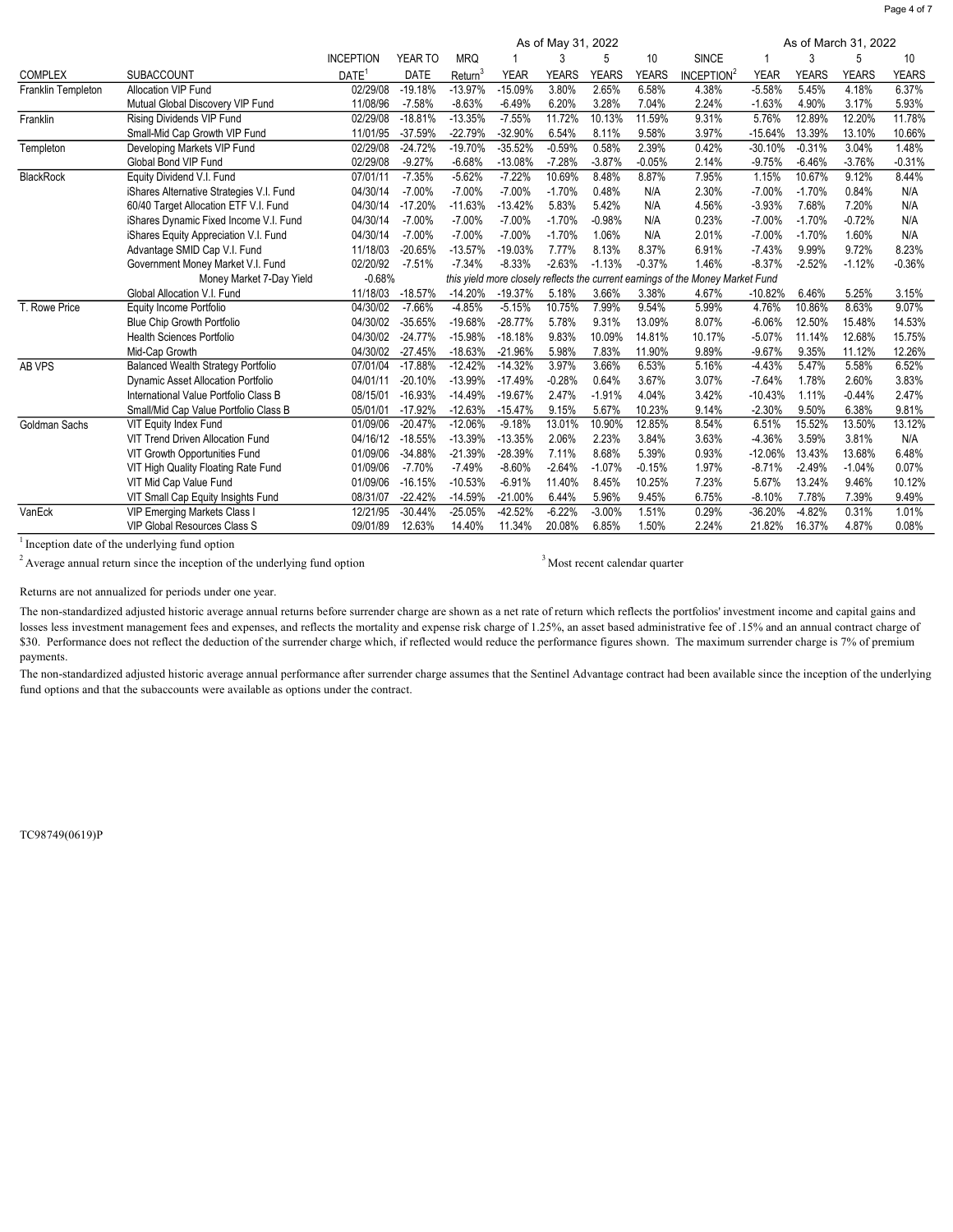| COMPLEX | SUBACCOUNT | INCEPTION DATE[1] | YEAR TO DATE | MRQ Return[3] | As of May 31, 2022 1 YEAR | 3 YEARS | 5 YEARS | 10 YEARS | SINCE INCEPTION[2] | As of March 31, 2022 1 YEAR | 3 YEARS | 5 YEARS | 10 YEARS |
|---|---|---|---|---|---|---|---|---|---|---|---|---|---|
| Franklin Templeton | Allocation VIP Fund | 02/29/08 | -19.18% | -13.97% | -15.09% | 3.80% | 2.65% | 6.58% | 4.38% | -5.58% | 5.45% | 4.18% | 6.37% |
| | Mutual Global Discovery VIP Fund | 11/08/96 | -7.58% | -8.63% | -6.49% | 6.20% | 3.28% | 7.04% | 2.24% | -1.63% | 4.90% | 3.17% | 5.93% |
| Franklin | Rising Dividends VIP Fund | 02/29/08 | -18.81% | -13.35% | -7.55% | 11.72% | 10.13% | 11.59% | 9.31% | 5.76% | 12.89% | 12.20% | 11.78% |
| | Small-Mid Cap Growth VIP Fund | 11/01/95 | -37.59% | -22.79% | -32.90% | 6.54% | 8.11% | 9.58% | 3.97% | -15.64% | 13.39% | 13.10% | 10.66% |
| Templeton | Developing Markets VIP Fund | 02/29/08 | -24.72% | -19.70% | -35.52% | -0.59% | 0.58% | 2.39% | 0.42% | -30.10% | -0.31% | 3.04% | 1.48% |
| | Global Bond VIP Fund | 02/29/08 | -9.27% | -6.68% | -13.08% | -7.28% | -3.87% | -0.05% | 2.14% | -9.75% | -6.46% | -3.76% | -0.31% |
| BlackRock | Equity Dividend V.I. Fund | 07/01/11 | -7.35% | -5.62% | -7.22% | 10.69% | 8.48% | 8.87% | 7.95% | 1.15% | 10.67% | 9.12% | 8.44% |
| | iShares Alternative Strategies V.I. Fund | 04/30/14 | -7.00% | -7.00% | -7.00% | -1.70% | 0.48% | N/A | 2.30% | -7.00% | -1.70% | 0.84% | N/A |
| | 60/40 Target Allocation ETF V.I. Fund | 04/30/14 | -17.20% | -11.63% | -13.42% | 5.83% | 5.42% | N/A | 4.56% | -3.93% | 7.68% | 7.20% | N/A |
| | iShares Dynamic Fixed Income V.I. Fund | 04/30/14 | -7.00% | -7.00% | -7.00% | -1.70% | -0.98% | N/A | 0.23% | -7.00% | -1.70% | -0.72% | N/A |
| | iShares Equity Appreciation V.I. Fund | 04/30/14 | -7.00% | -7.00% | -7.00% | -1.70% | 1.06% | N/A | 2.01% | -7.00% | -1.70% | 1.60% | N/A |
| | Advantage SMID Cap V.I. Fund | 11/18/03 | -20.65% | -13.57% | -19.03% | 7.77% | 8.13% | 8.37% | 6.91% | -7.43% | 9.99% | 9.72% | 8.23% |
| | Government Money Market V.I. Fund | 02/20/92 | -7.51% | -7.34% | -8.33% | -2.63% | -1.13% | -0.37% | 1.46% | -8.37% | -2.52% | -1.12% | -0.36% |
| | Money Market 7-Day Yield | -0.68% | | *this yield more closely reflects the current earnings of the Money Market Fund* | | | | | | | | | |
| | Global Allocation V.I. Fund | 11/18/03 | -18.57% | -14.20% | -19.37% | 5.18% | 3.66% | 3.38% | 4.67% | -10.82% | 6.46% | 5.25% | 3.15% |
| T. Rowe Price | Equity Income Portfolio | 04/30/02 | -7.66% | -4.85% | -5.15% | 10.75% | 7.99% | 9.54% | 5.99% | 4.76% | 10.86% | 8.63% | 9.07% |
| | Blue Chip Growth Portfolio | 04/30/02 | -35.65% | -19.68% | -28.77% | 5.78% | 9.31% | 13.09% | 8.07% | -6.06% | 12.50% | 15.48% | 14.53% |
| | Health Sciences Portfolio | 04/30/02 | -24.77% | -15.98% | -18.18% | 9.83% | 10.09% | 14.81% | 10.17% | -5.07% | 11.14% | 12.68% | 15.75% |
| | Mid-Cap Growth | 04/30/02 | -27.45% | -18.63% | -21.96% | 5.98% | 7.83% | 11.90% | 9.89% | -9.67% | 9.35% | 11.12% | 12.26% |
| AB VPS | Balanced Wealth Strategy Portfolio | 07/01/04 | -17.88% | -12.42% | -14.32% | 3.97% | 3.66% | 6.53% | 5.16% | -4.43% | 5.47% | 5.58% | 6.52% |
| | Dynamic Asset Allocation Portfolio | 04/01/11 | -20.10% | -13.99% | -17.49% | -0.28% | 0.64% | 3.67% | 3.07% | -7.64% | 1.78% | 2.60% | 3.83% |
| | International Value Portfolio Class B | 08/15/01 | -16.93% | -14.49% | -19.67% | 2.47% | -1.91% | 4.04% | 3.42% | -10.43% | 1.11% | -0.44% | 2.47% |
| | Small/Mid Cap Value Portfolio Class B | 05/01/01 | -17.92% | -12.63% | -15.47% | 9.15% | 5.67% | 10.23% | 9.14% | -2.30% | 9.50% | 6.38% | 9.81% |
| Goldman Sachs | VIT Equity Index Fund | 01/09/06 | -20.47% | -12.06% | -9.18% | 13.01% | 10.90% | 12.85% | 8.54% | 6.51% | 15.52% | 13.50% | 13.12% |
| | VIT Trend Driven Allocation Fund | 04/16/12 | -18.55% | -13.39% | -13.35% | 2.06% | 2.23% | 3.84% | 3.63% | -4.36% | 3.59% | 3.81% | N/A |
| | VIT Growth Opportunities Fund | 01/09/06 | -34.88% | -21.39% | -28.39% | 7.11% | 8.68% | 5.39% | 0.93% | -12.06% | 13.43% | 13.68% | 6.48% |
| | VIT High Quality Floating Rate Fund | 01/09/06 | -7.70% | -7.49% | -8.60% | -2.64% | -1.07% | -0.15% | 1.97% | -8.71% | -2.49% | -1.04% | 0.07% |
| | VIT Mid Cap Value Fund | 01/09/06 | -16.15% | -10.53% | -6.91% | 11.40% | 8.45% | 10.25% | 7.23% | 5.67% | 13.24% | 9.46% | 10.12% |
| | VIT Small Cap Equity Insights Fund | 08/31/07 | -22.42% | -14.59% | -21.00% | 6.44% | 5.96% | 9.45% | 6.75% | -8.10% | 7.78% | 7.39% | 9.49% |
| VanEck | VIP Emerging Markets Class I | 12/21/95 | -30.44% | -25.05% | -42.52% | -6.22% | -3.00% | 1.51% | 0.29% | -36.20% | -4.82% | 0.31% | 1.01% |
| | VIP Global Resources Class S | 09/01/89 | 12.63% | 14.40% | 11.34% | 20.08% | 6.85% | 1.50% | 2.24% | 21.82% | 16.37% | 4.87% | 0.08% |

[1] Inception date of the underlying fund option

[2] Average annual return since the inception of the underlying fund option

[3] Most recent calendar quarter

Returns are not annualized for periods under one year.

The non-standardized adjusted historic average annual returns before surrender charge are shown as a net rate of return which reflects the portfolios' investment income and capital gains and losses less investment management fees and expenses, and reflects the mortality and expense risk charge of 1.25%, an asset based administrative fee of .15% and an annual contract charge of $30. Performance does not reflect the deduction of the surrender charge which, if reflected would reduce the performance figures shown. The maximum surrender charge is 7% of premium payments.

The non-standardized adjusted historic average annual performance after surrender charge assumes that the Sentinel Advantage contract had been available since the inception of the underlying fund options and that the subaccounts were available as options under the contract.

TC98749(0619)P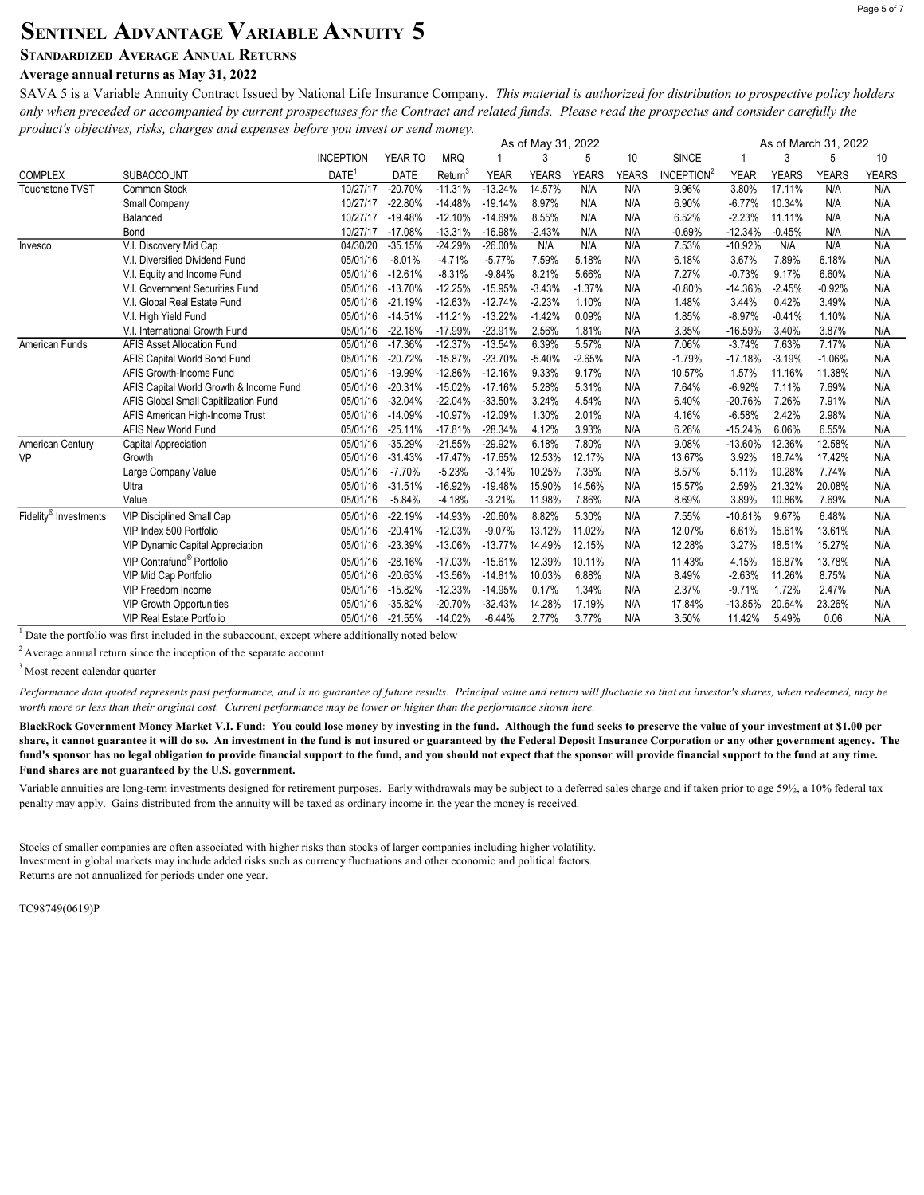# Sentinel Advantage Variable Annuity 5

### Standardized Average Annual Returns

**Average annual returns as May 31, 2022**

SAVA 5 is a Variable Annuity Contract Issued by National Life Insurance Company. *This material is authorized for distribution to prospective policy holders only when preceded or accompanied by current prospectuses for the Contract and related funds. Please read the prospectus and consider carefully the product's objectives, risks, charges and expenses before you invest or send money.*

| | | | | | As of May 31, 2022 | | | | | As of March 31, 2022 | | | |
|---|---|---|---|---|---|---|---|---|---|---|---|---|---|
| COMPLEX | SUBACCOUNT | INCEPTION DATE[1] | YEAR TO DATE | MRQ Return[3] | 1 YEAR | 3 YEARS | 5 YEARS | 10 YEARS | SINCE INCEPTION[2] | 1 YEAR | 3 YEARS | 5 YEARS | 10 YEARS |
| Touchstone TVST | Common Stock | 10/27/17 | -20.70% | -11.31% | -13.24% | 14.57% | N/A | N/A | 9.96% | 3.80% | 17.11% | N/A | N/A |
| | Small Company | 10/27/17 | -22.80% | -14.48% | -19.14% | 8.97% | N/A | N/A | 6.90% | -6.77% | 10.34% | N/A | N/A |
| | Balanced | 10/27/17 | -19.48% | -12.10% | -14.69% | 8.55% | N/A | N/A | 6.52% | -2.23% | 11.11% | N/A | N/A |
| | Bond | 10/27/17 | -17.08% | -13.31% | -16.98% | -2.43% | N/A | N/A | -0.69% | -12.34% | -0.45% | N/A | N/A |
| Invesco | V.I. Discovery Mid Cap | 04/30/20 | -35.15% | -24.29% | -26.00% | N/A | N/A | N/A | 7.53% | -10.92% | N/A | N/A | N/A |
| | V.I. Diversified Dividend Fund | 05/01/16 | -8.01% | -4.71% | -5.77% | 7.59% | 5.18% | N/A | 6.18% | 3.67% | 7.89% | 6.18% | N/A |
| | V.I. Equity and Income Fund | 05/01/16 | -12.61% | -8.31% | -9.84% | 8.21% | 5.66% | N/A | 7.27% | -0.73% | 9.17% | 6.60% | N/A |
| | V.I. Government Securities Fund | 05/01/16 | -13.70% | -12.25% | -15.95% | -3.43% | -1.37% | N/A | -0.80% | -14.36% | -2.45% | -0.92% | N/A |
| | V.I. Global Real Estate Fund | 05/01/16 | -21.19% | -12.63% | -12.74% | -2.23% | 1.10% | N/A | 1.48% | 3.44% | 0.42% | 3.49% | N/A |
| | V.I. High Yield Fund | 05/01/16 | -14.51% | -11.21% | -13.22% | -1.42% | 0.09% | N/A | 1.85% | -8.97% | -0.41% | 1.10% | N/A |
| | V.I. International Growth Fund | 05/01/16 | -22.18% | -17.99% | -23.91% | 2.56% | 1.81% | N/A | 3.35% | -16.59% | 3.40% | 3.87% | N/A |
| American Funds | AFIS Asset Allocation Fund | 05/01/16 | -17.36% | -12.37% | -13.54% | 6.39% | 5.57% | N/A | 7.06% | -3.74% | 7.63% | 7.17% | N/A |
| | AFIS Capital World Bond Fund | 05/01/16 | -20.72% | -15.87% | -23.70% | -5.40% | -2.65% | N/A | -1.79% | -17.18% | -3.19% | -1.06% | N/A |
| | AFIS Growth-Income Fund | 05/01/16 | -19.99% | -12.86% | -12.16% | 9.33% | 9.17% | N/A | 10.57% | 1.57% | 11.16% | 11.38% | N/A |
| | AFIS Capital World Growth & Income Fund | 05/01/16 | -20.31% | -15.02% | -17.16% | 5.28% | 5.31% | N/A | 7.64% | -6.92% | 7.11% | 7.69% | N/A |
| | AFIS Global Small Capitilization Fund | 05/01/16 | -32.04% | -22.04% | -33.50% | 3.24% | 4.54% | N/A | 6.40% | -20.76% | 7.26% | 7.91% | N/A |
| | AFIS American High-Income Trust | 05/01/16 | -14.09% | -10.97% | -12.09% | 1.30% | 2.01% | N/A | 4.16% | -6.58% | 2.42% | 2.98% | N/A |
| | AFIS New World Fund | 05/01/16 | -25.11% | -17.81% | -28.34% | 4.12% | 3.93% | N/A | 6.26% | -15.24% | 6.06% | 6.55% | N/A |
| American Century VP | Capital Appreciation | 05/01/16 | -35.29% | -21.55% | -29.92% | 6.18% | 7.80% | N/A | 9.08% | -13.60% | 12.36% | 12.58% | N/A |
| | Growth | 05/01/16 | -31.43% | -17.47% | -17.65% | 12.53% | 12.17% | N/A | 13.67% | 3.92% | 18.74% | 17.42% | N/A |
| | Large Company Value | 05/01/16 | -7.70% | -5.23% | -3.14% | 10.25% | 7.35% | N/A | 8.57% | 5.11% | 10.28% | 7.74% | N/A |
| | Ultra | 05/01/16 | -31.51% | -16.92% | -19.48% | 15.90% | 14.56% | N/A | 15.57% | 2.59% | 21.32% | 20.08% | N/A |
| | Value | 05/01/16 | -5.84% | -4.18% | -3.21% | 11.98% | 7.86% | N/A | 8.69% | 3.89% | 10.86% | 7.69% | N/A |
| Fidelity® Investments | VIP Disciplined Small Cap | 05/01/16 | -22.19% | -14.93% | -20.60% | 8.82% | 5.30% | N/A | 7.55% | -10.81% | 9.67% | 6.48% | N/A |
| | VIP Index 500 Portfolio | 05/01/16 | -20.41% | -12.03% | -9.07% | 13.12% | 11.02% | N/A | 12.07% | 6.61% | 15.61% | 13.61% | N/A |
| | VIP Dynamic Capital Appreciation | 05/01/16 | -23.39% | -13.06% | -13.77% | 14.49% | 12.15% | N/A | 12.28% | 3.27% | 18.51% | 15.27% | N/A |
| | VIP Contrafund® Portfolio | 05/01/16 | -28.16% | -17.03% | -15.61% | 12.39% | 10.11% | N/A | 11.43% | 4.15% | 16.87% | 13.78% | N/A |
| | VIP Mid Cap Portfolio | 05/01/16 | -20.63% | -13.56% | -14.81% | 10.03% | 6.88% | N/A | 8.49% | -2.63% | 11.26% | 8.75% | N/A |
| | VIP Freedom Income | 05/01/16 | -15.82% | -12.33% | -14.95% | 0.17% | 1.34% | N/A | 2.37% | -9.71% | 1.72% | 2.47% | N/A |
| | VIP Growth Opportunities | 05/01/16 | -35.82% | -20.70% | -32.43% | 14.28% | 17.19% | N/A | 17.84% | -13.85% | 20.64% | 23.26% | N/A |
| | VIP Real Estate Portfolio | 05/01/16 | -21.55% | -14.02% | -6.44% | 2.77% | 3.77% | N/A | 3.50% | 11.42% | 5.49% | 0.06 | N/A |

[1] Date the portfolio was first included in the subaccount, except where additionally noted below

[2] Average annual return since the inception of the separate account

[3] Most recent calendar quarter

*Performance data quoted represents past performance, and is no guarantee of future results. Principal value and return will fluctuate so that an investor's shares, when redeemed, may be worth more or less than their original cost. Current performance may be lower or higher than the performance shown here.*

**BlackRock Government Money Market V.I. Fund: You could lose money by investing in the fund. Although the fund seeks to preserve the value of your investment at $1.00 per share, it cannot guarantee it will do so. An investment in the fund is not insured or guaranteed by the Federal Deposit Insurance Corporation or any other government agency. The fund's sponsor has no legal obligation to provide financial support to the fund, and you should not expect that the sponsor will provide financial support to the fund at any time. Fund shares are not guaranteed by the U.S. government.**

Variable annuities are long-term investments designed for retirement purposes. Early withdrawals may be subject to a deferred sales charge and if taken prior to age 59½, a 10% federal tax penalty may apply. Gains distributed from the annuity will be taxed as ordinary income in the year the money is received.

Stocks of smaller companies are often associated with higher risks than stocks of larger companies including higher volatility.
Investment in global markets may include added risks such as currency fluctuations and other economic and political factors.
Returns are not annualized for periods under one year.

TC98749(0619)P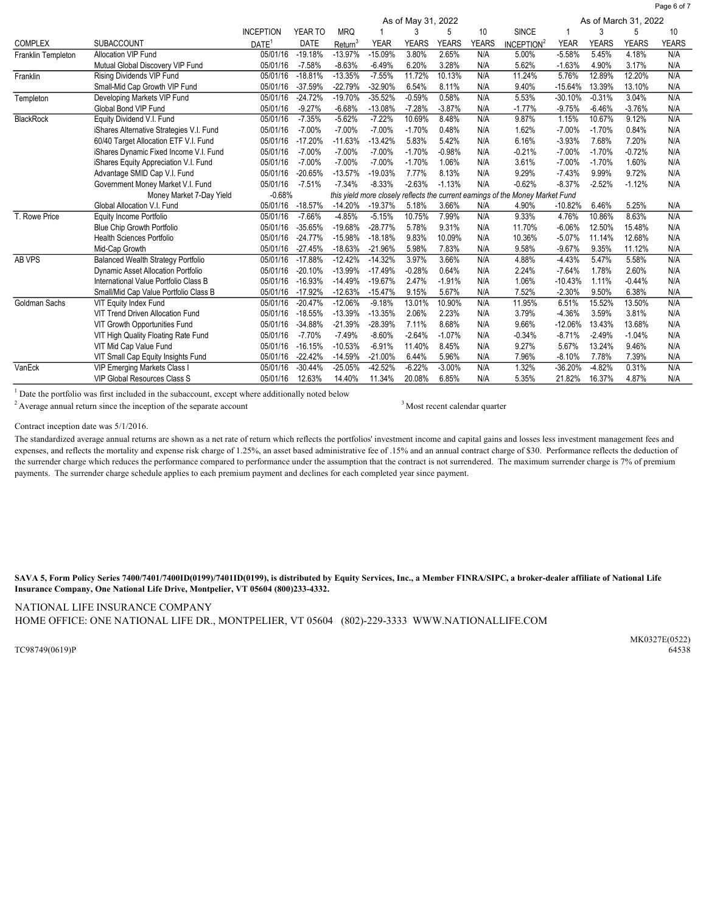| COMPLEX | SUBACCOUNT | INCEPTION DATE[1] | YEAR TO DATE | MRQ Return[3] | As of May 31, 2022 1 YEAR | 3 YEARS | 5 YEARS | 10 YEARS | SINCE INCEPTION[2] | As of March 31, 2022 1 YEAR | 3 YEARS | 5 YEARS | 10 YEARS |
|---|---|---|---|---|---|---|---|---|---|---|---|---|---|
| Franklin Templeton | Allocation VIP Fund | 05/01/16 | -19.18% | -13.97% | -15.09% | 3.80% | 2.65% | N/A | 5.00% | -5.58% | 5.45% | 4.18% | N/A |
| | Mutual Global Discovery VIP Fund | 05/01/16 | -7.58% | -8.63% | -6.49% | 6.20% | 3.28% | N/A | 5.62% | -1.63% | 4.90% | 3.17% | N/A |
| Franklin | Rising Dividends VIP Fund | 05/01/16 | -18.81% | -13.35% | -7.55% | 11.72% | 10.13% | N/A | 11.24% | 5.76% | 12.89% | 12.20% | N/A |
| | Small-Mid Cap Growth VIP Fund | 05/01/16 | -37.59% | -22.79% | -32.90% | 6.54% | 8.11% | N/A | 9.40% | -15.64% | 13.39% | 13.10% | N/A |
| Templeton | Developing Markets VIP Fund | 05/01/16 | -24.72% | -19.70% | -35.52% | -0.59% | 0.58% | N/A | 5.53% | -30.10% | -0.31% | 3.04% | N/A |
| | Global Bond VIP Fund | 05/01/16 | -9.27% | -6.68% | -13.08% | -7.28% | -3.87% | N/A | -1.77% | -9.75% | -6.46% | -3.76% | N/A |
| BlackRock | Equity Dividend V.I. Fund | 05/01/16 | -7.35% | -5.62% | -7.22% | 10.69% | 8.48% | N/A | 9.87% | 1.15% | 10.67% | 9.12% | N/A |
| | iShares Alternative Strategies V.I. Fund | 05/01/16 | -7.00% | -7.00% | -7.00% | -1.70% | 0.48% | N/A | 1.62% | -7.00% | -1.70% | 0.84% | N/A |
| | 60/40 Target Allocation ETF V.I. Fund | 05/01/16 | -17.20% | -11.63% | -13.42% | 5.83% | 5.42% | N/A | 6.16% | -3.93% | 7.68% | 7.20% | N/A |
| | iShares Dynamic Fixed Income V.I. Fund | 05/01/16 | -7.00% | -7.00% | -7.00% | -1.70% | -0.98% | N/A | -0.21% | -7.00% | -1.70% | -0.72% | N/A |
| | iShares Equity Appreciation V.I. Fund | 05/01/16 | -7.00% | -7.00% | -7.00% | -1.70% | 1.06% | N/A | 3.61% | -7.00% | -1.70% | 1.60% | N/A |
| | Advantage SMID Cap V.I. Fund | 05/01/16 | -20.65% | -13.57% | -19.03% | 7.77% | 8.13% | N/A | 9.29% | -7.43% | 9.99% | 9.72% | N/A |
| | Government Money Market V.I. Fund | 05/01/16 | -7.51% | -7.34% | -8.33% | -2.63% | -1.13% | N/A | -0.62% | -8.37% | -2.52% | -1.12% | N/A |
| | Money Market 7-Day Yield | -0.68% | *this yield more closely reflects the current earnings of the Money Market Fund* | | | | | | | | | | |
| | Global Allocation V.I. Fund | 05/01/16 | -18.57% | -14.20% | -19.37% | 5.18% | 3.66% | N/A | 4.90% | -10.82% | 6.46% | 5.25% | N/A |
| T. Rowe Price | Equity Income Portfolio | 05/01/16 | -7.66% | -4.85% | -5.15% | 10.75% | 7.99% | N/A | 9.33% | 4.76% | 10.86% | 8.63% | N/A |
| | Blue Chip Growth Portfolio | 05/01/16 | -35.65% | -19.68% | -28.77% | 5.78% | 9.31% | N/A | 11.70% | -6.06% | 12.50% | 15.48% | N/A |
| | Health Sciences Portfolio | 05/01/16 | -24.77% | -15.98% | -18.18% | 9.83% | 10.09% | N/A | 10.36% | -5.07% | 11.14% | 12.68% | N/A |
| | Mid-Cap Growth | 05/01/16 | -27.45% | -18.63% | -21.96% | 5.98% | 7.83% | N/A | 9.58% | -9.67% | 9.35% | 11.12% | N/A |
| AB VPS | Balanced Wealth Strategy Portfolio | 05/01/16 | -17.88% | -12.42% | -14.32% | 3.97% | 3.66% | N/A | 4.88% | -4.43% | 5.47% | 5.58% | N/A |
| | Dynamic Asset Allocation Portfolio | 05/01/16 | -20.10% | -13.99% | -17.49% | -0.28% | 0.64% | N/A | 2.24% | -7.64% | 1.78% | 2.60% | N/A |
| | International Value Portfolio Class B | 05/01/16 | -16.93% | -14.49% | -19.67% | 2.47% | -1.91% | N/A | 1.06% | -10.43% | 1.11% | -0.44% | N/A |
| | Small/Mid Cap Value Portfolio Class B | 05/01/16 | -17.92% | -12.63% | -15.47% | 9.15% | 5.67% | N/A | 7.52% | -2.30% | 9.50% | 6.38% | N/A |
| Goldman Sachs | VIT Equity Index Fund | 05/01/16 | -20.47% | -12.06% | -9.18% | 13.01% | 10.90% | N/A | 11.95% | 6.51% | 15.52% | 13.50% | N/A |
| | VIT Trend Driven Allocation Fund | 05/01/16 | -18.55% | -13.39% | -13.35% | 2.06% | 2.23% | N/A | 3.79% | -4.36% | 3.59% | 3.81% | N/A |
| | VIT Growth Opportunities Fund | 05/01/16 | -34.88% | -21.39% | -28.39% | 7.11% | 8.68% | N/A | 9.66% | -12.06% | 13.43% | 13.68% | N/A |
| | VIT High Quality Floating Rate Fund | 05/01/16 | -7.70% | -7.49% | -8.60% | -2.64% | -1.07% | N/A | -0.34% | -8.71% | -2.49% | -1.04% | N/A |
| | VIT Mid Cap Value Fund | 05/01/16 | -16.15% | -10.53% | -6.91% | 11.40% | 8.45% | N/A | 9.27% | 5.67% | 13.24% | 9.46% | N/A |
| | VIT Small Cap Equity Insights Fund | 05/01/16 | -22.42% | -14.59% | -21.00% | 6.44% | 5.96% | N/A | 7.96% | -8.10% | 7.78% | 7.39% | N/A |
| VanEck | VIP Emerging Markets Class I | 05/01/16 | -30.44% | -25.05% | -42.52% | -6.22% | -3.00% | N/A | 1.32% | -36.20% | -4.82% | 0.31% | N/A |
| | VIP Global Resources Class S | 05/01/16 | 12.63% | 14.40% | 11.34% | 20.08% | 6.85% | N/A | 5.35% | 21.82% | 16.37% | 4.87% | N/A |

[1] Date the portfolio was first included in the subaccount, except where additionally noted below

[2] Average annual return since the inception of the separate account

[3] Most recent calendar quarter

Contract inception date was 5/1/2016.

The standardized average annual returns are shown as a net rate of return which reflects the portfolios' investment income and capital gains and losses less investment management fees and expenses, and reflects the mortality and expense risk charge of 1.25%, an asset based administrative fee of .15% and an annual contract charge of $30. Performance reflects the deduction of the surrender charge which reduces the performance compared to performance under the assumption that the contract is not surrendered. The maximum surrender charge is 7% of premium payments. The surrender charge schedule applies to each premium payment and declines for each completed year since payment.

**SAVA 5, Form Policy Series 7400/7401/7400ID(0199)/7401ID(0199), is distributed by Equity Services, Inc., a Member FINRA/SIPC, a broker-dealer affiliate of National Life Insurance Company, One National Life Drive, Montpelier, VT 05604 (800)233-4332.**

NATIONAL LIFE INSURANCE COMPANY
HOME OFFICE: ONE NATIONAL LIFE DR., MONTPELIER, VT 05604 (802)-229-3333 WWW.NATIONALLIFE.COM

TC98749(0619)P

MK0327E(0522)
64538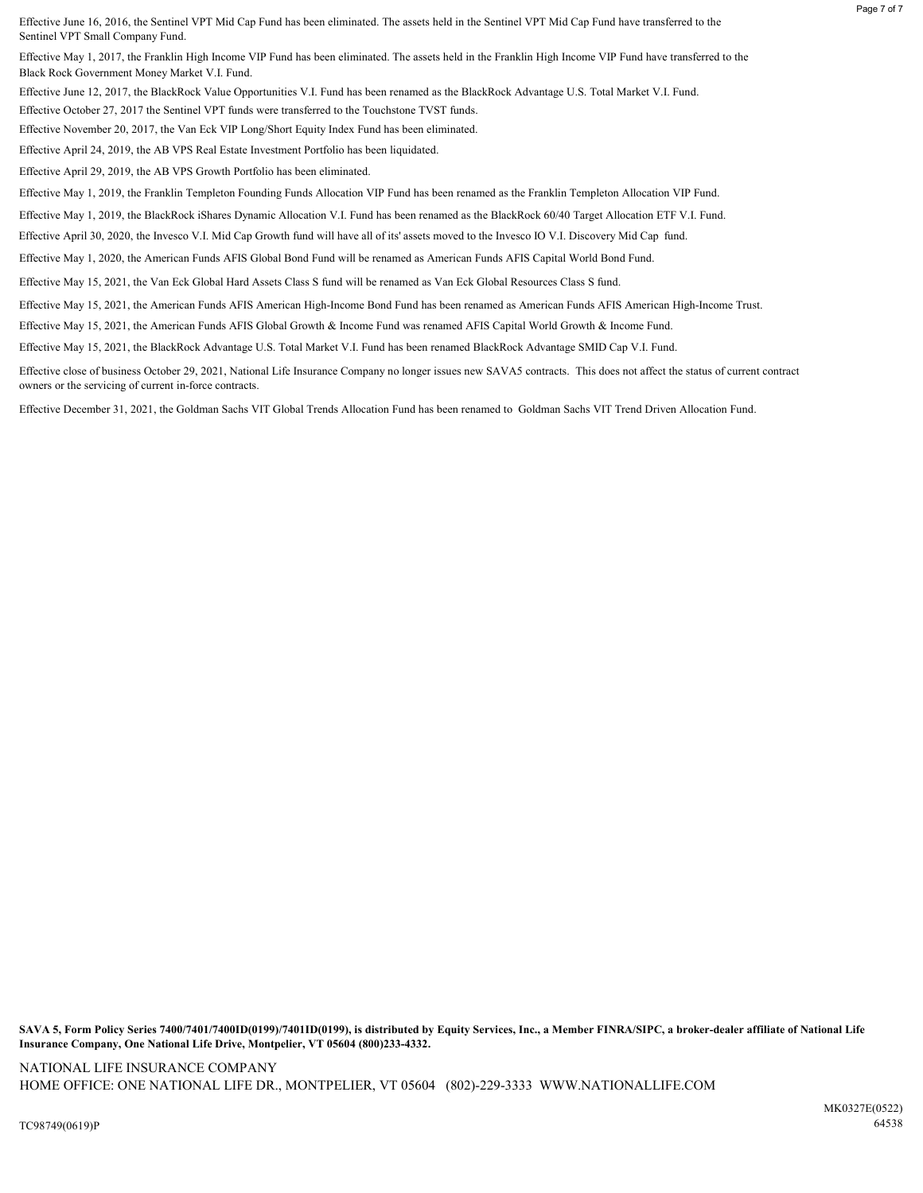Effective June 16, 2016, the Sentinel VPT Mid Cap Fund has been eliminated. The assets held in the Sentinel VPT Mid Cap Fund have transferred to the Sentinel VPT Small Company Fund.

Effective May 1, 2017, the Franklin High Income VIP Fund has been eliminated. The assets held in the Franklin High Income VIP Fund have transferred to the Black Rock Government Money Market V.I. Fund.

Effective June 12, 2017, the BlackRock Value Opportunities V.I. Fund has been renamed as the BlackRock Advantage U.S. Total Market V.I. Fund.

Effective October 27, 2017 the Sentinel VPT funds were transferred to the Touchstone TVST funds.

Effective November 20, 2017, the Van Eck VIP Long/Short Equity Index Fund has been eliminated.

Effective April 24, 2019, the AB VPS Real Estate Investment Portfolio has been liquidated.

Effective April 29, 2019, the AB VPS Growth Portfolio has been eliminated.

Effective May 1, 2019, the Franklin Templeton Founding Funds Allocation VIP Fund has been renamed as the Franklin Templeton Allocation VIP Fund.

Effective May 1, 2019, the BlackRock iShares Dynamic Allocation V.I. Fund has been renamed as the BlackRock 60/40 Target Allocation ETF V.I. Fund.

Effective April 30, 2020, the Invesco V.I. Mid Cap Growth fund will have all of its' assets moved to the Invesco IO V.I. Discovery Mid Cap fund.

Effective May 1, 2020, the American Funds AFIS Global Bond Fund will be renamed as American Funds AFIS Capital World Bond Fund.

Effective May 15, 2021, the Van Eck Global Hard Assets Class S fund will be renamed as Van Eck Global Resources Class S fund.

Effective May 15, 2021, the American Funds AFIS American High-Income Bond Fund has been renamed as American Funds AFIS American High-Income Trust.

Effective May 15, 2021, the American Funds AFIS Global Growth & Income Fund was renamed AFIS Capital World Growth & Income Fund.

Effective May 15, 2021, the BlackRock Advantage U.S. Total Market V.I. Fund has been renamed BlackRock Advantage SMID Cap V.I. Fund.

Effective close of business October 29, 2021, National Life Insurance Company no longer issues new SAVA5 contracts. This does not affect the status of current contract owners or the servicing of current in-force contracts.

Effective December 31, 2021, the Goldman Sachs VIT Global Trends Allocation Fund has been renamed to Goldman Sachs VIT Trend Driven Allocation Fund.

**SAVA 5, Form Policy Series 7400/7401/7400ID(0199)/7401ID(0199), is distributed by Equity Services, Inc., a Member FINRA/SIPC, a broker-dealer affiliate of National Life Insurance Company, One National Life Drive, Montpelier, VT 05604 (800)233-4332.**

NATIONAL LIFE INSURANCE COMPANY
HOME OFFICE: ONE NATIONAL LIFE DR., MONTPELIER, VT 05604 (802)-229-3333 WWW.NATIONALLIFE.COM

TC98749(0619)P

MK0327E(0522)
64538